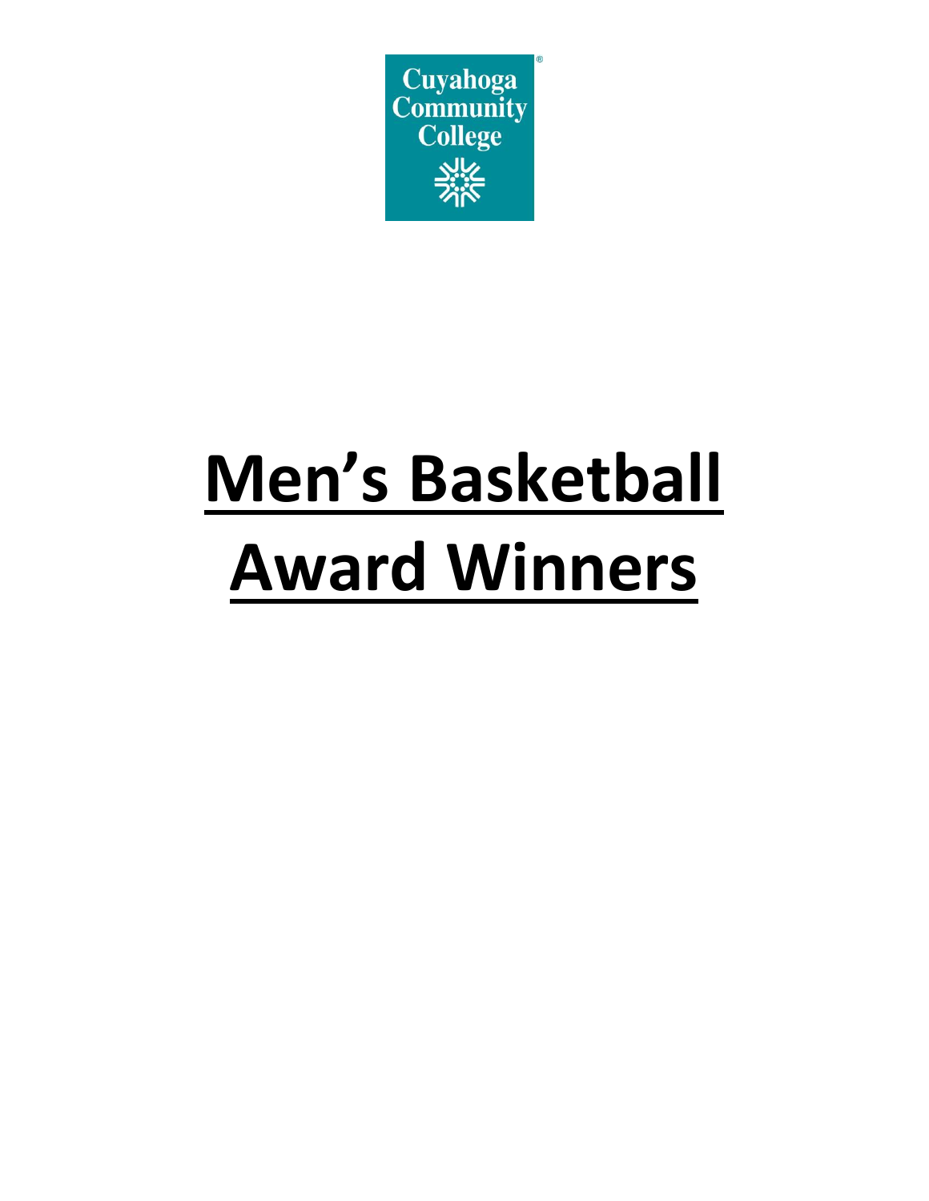Cuyahoga Community College

# Men's Basketball Award Winners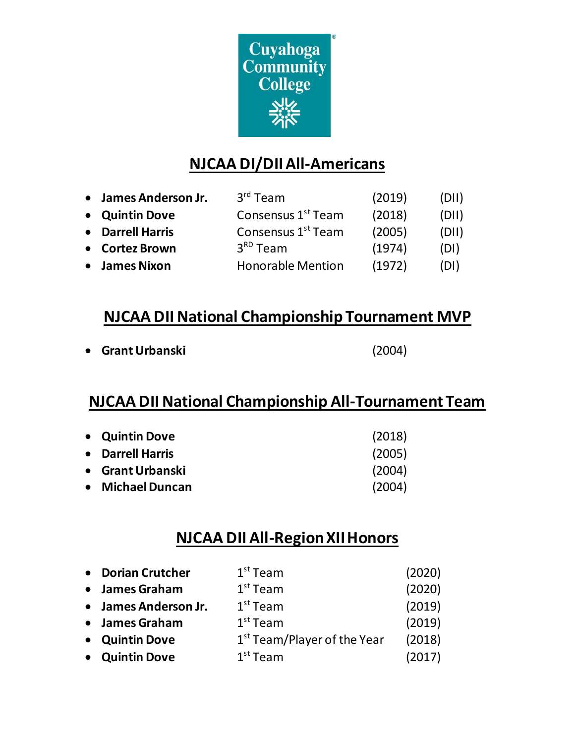Cuyahoga Community College

## NJCAA DI/DII All-Americans

- **James Anderson Jr.** 3rd Team (2019) (DII)
- **Quintin Dove** Consensus 1st Team (2018) (DII)
- **Darrell Harris** Consensus 1st Team (2005) (DII)
- **Cortez Brown** 3RD Team (1974) (DI)
- **James Nixon** Honorable Mention (1972) (DI)

## NJCAA DII National Championship Tournament MVP

- **Grant Urbanski** (2004)

## NJCAA DII National Championship All-Tournament Team

- **Quintin Dove** (2018)
- **Darrell Harris** (2005)
- **Grant Urbanski** (2004)
- **Michael Duncan** (2004)

## NJCAA DII All-Region XII Honors

- **Dorian Crutcher** 1st Team (2020)
- **James Graham** 1st Team (2020)
- **James Anderson Jr.** 1st Team (2019)
- **James Graham** 1st Team (2019)
- **Quintin Dove** 1st Team/Player of the Year (2018)
- **Quintin Dove** 1st Team (2017)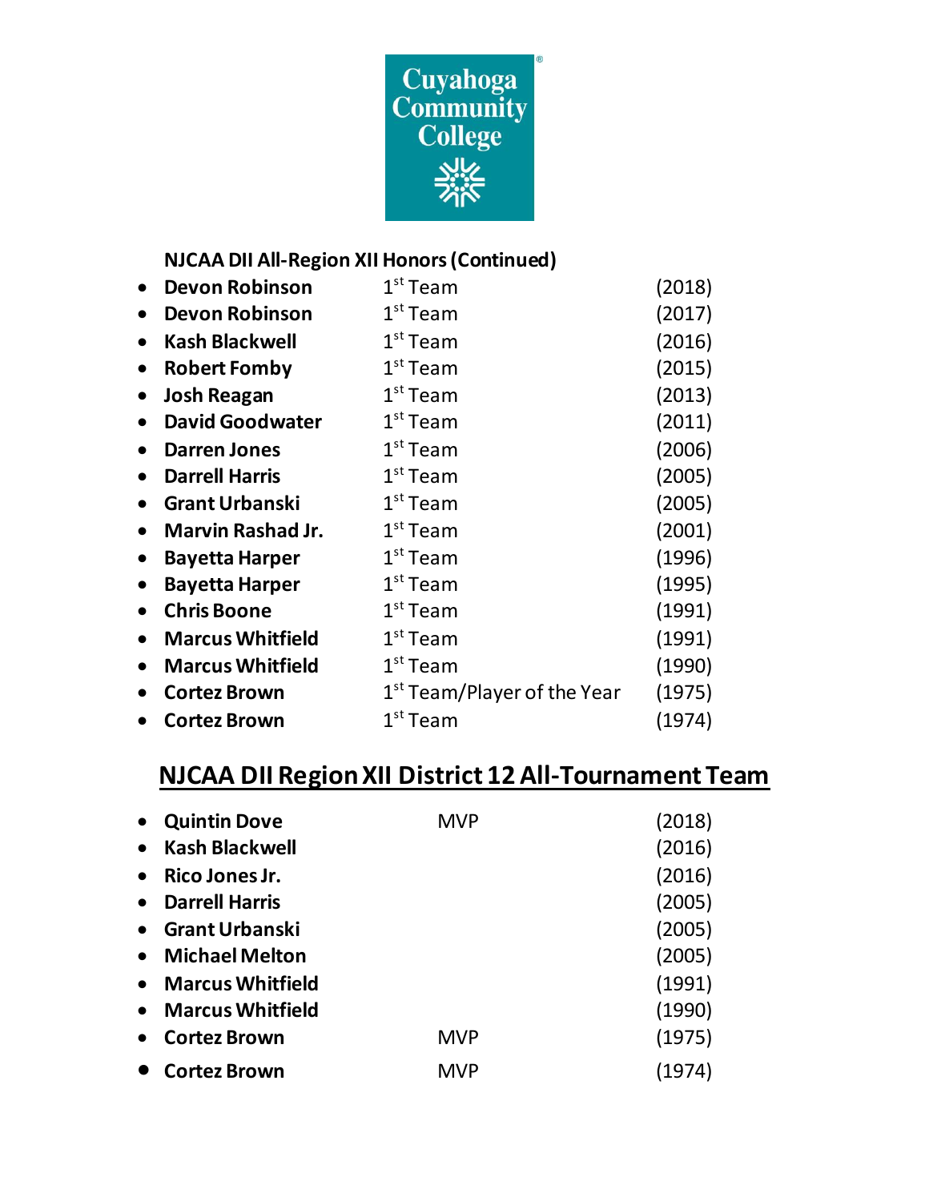Cuyahoga Community College

### NJCAA DII All-Region XII Honors (Continued)

- **Devon Robinson** 1st Team (2018)
- **Devon Robinson** 1st Team (2017)
- **Kash Blackwell** 1st Team (2016)
- **Robert Fomby** 1st Team (2015)
- **Josh Reagan** 1st Team (2013)
- **David Goodwater** 1st Team (2011)
- **Darren Jones** 1st Team (2006)
- **Darrell Harris** 1st Team (2005)
- **Grant Urbanski** 1st Team (2005)
- **Marvin Rashad Jr.** 1st Team (2001)
- **Bayetta Harper** 1st Team (1996)
- **Bayetta Harper** 1st Team (1995)
- **Chris Boone** 1st Team (1991)
- **Marcus Whitfield** 1st Team (1991)
- **Marcus Whitfield** 1st Team (1990)
- **Cortez Brown** 1st Team/Player of the Year (1975)
- **Cortez Brown** 1st Team (1974)

## NJCAA DII Region XII District 12 All-Tournament Team

- **Quintin Dove** MVP (2018)
- **Kash Blackwell** (2016)
- **Rico Jones Jr.** (2016)
- **Darrell Harris** (2005)
- **Grant Urbanski** (2005)
- **Michael Melton** (2005)
- **Marcus Whitfield** (1991)
- **Marcus Whitfield** (1990)
- **Cortez Brown** MVP (1975)
- **Cortez Brown** MVP (1974)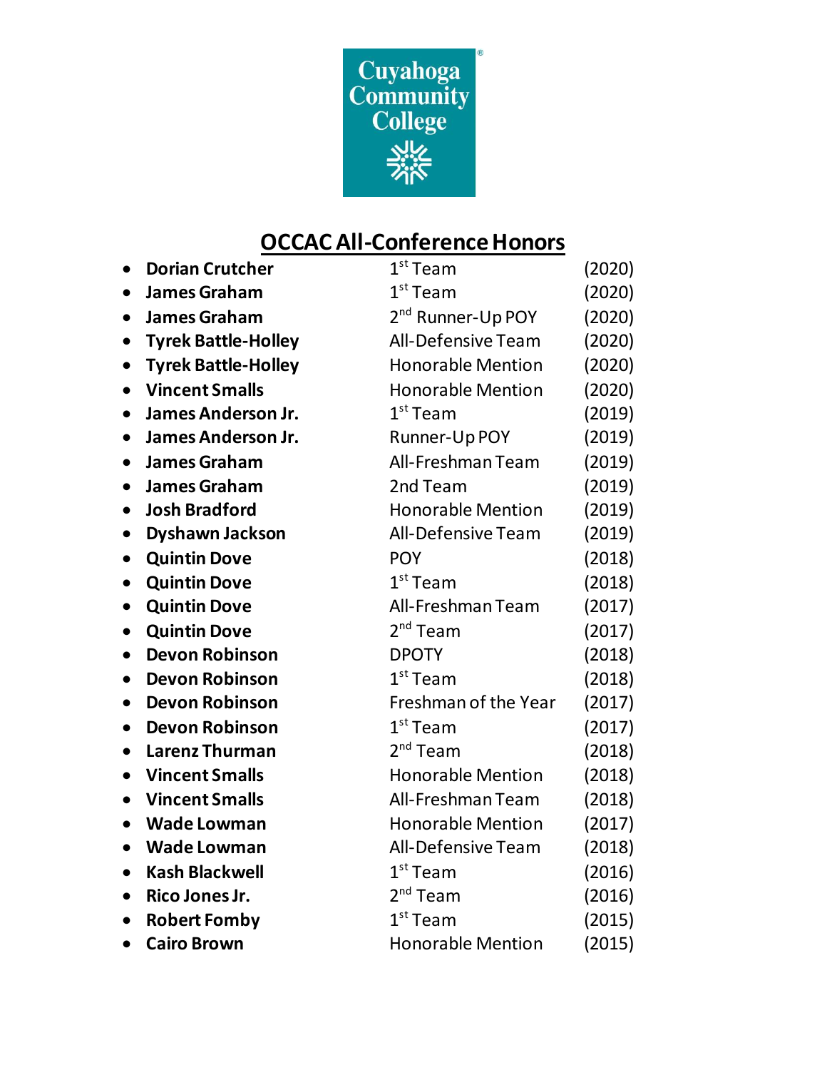Cuyahoga Community College

## OCCAC All-Conference Honors

- **Dorian Crutcher** 1st Team (2020)
- **James Graham** 1st Team (2020)
- **James Graham** 2nd Runner-Up POY (2020)
- **Tyrek Battle-Holley** All-Defensive Team (2020)
- **Tyrek Battle-Holley** Honorable Mention (2020)
- **Vincent Smalls** Honorable Mention (2020)
- **James Anderson Jr.** 1st Team (2019)
- **James Anderson Jr.** Runner-Up POY (2019)
- **James Graham** All-Freshman Team (2019)
- **James Graham** 2nd Team (2019)
- **Josh Bradford** Honorable Mention (2019)
- **Dyshawn Jackson** All-Defensive Team (2019)
- **Quintin Dove** POY (2018)
- **Quintin Dove** 1st Team (2018)
- **Quintin Dove** All-Freshman Team (2017)
- **Quintin Dove** 2nd Team (2017)
- **Devon Robinson** DPOTY (2018)
- **Devon Robinson** 1st Team (2018)
- **Devon Robinson** Freshman of the Year (2017)
- **Devon Robinson** 1st Team (2017)
- **Larenz Thurman** 2nd Team (2018)
- **Vincent Smalls** Honorable Mention (2018)
- **Vincent Smalls** All-Freshman Team (2018)
- **Wade Lowman** Honorable Mention (2017)
- **Wade Lowman** All-Defensive Team (2018)
- **Kash Blackwell** 1st Team (2016)
- **Rico Jones Jr.** 2nd Team (2016)
- **Robert Fomby** 1st Team (2015)
- **Cairo Brown** Honorable Mention (2015)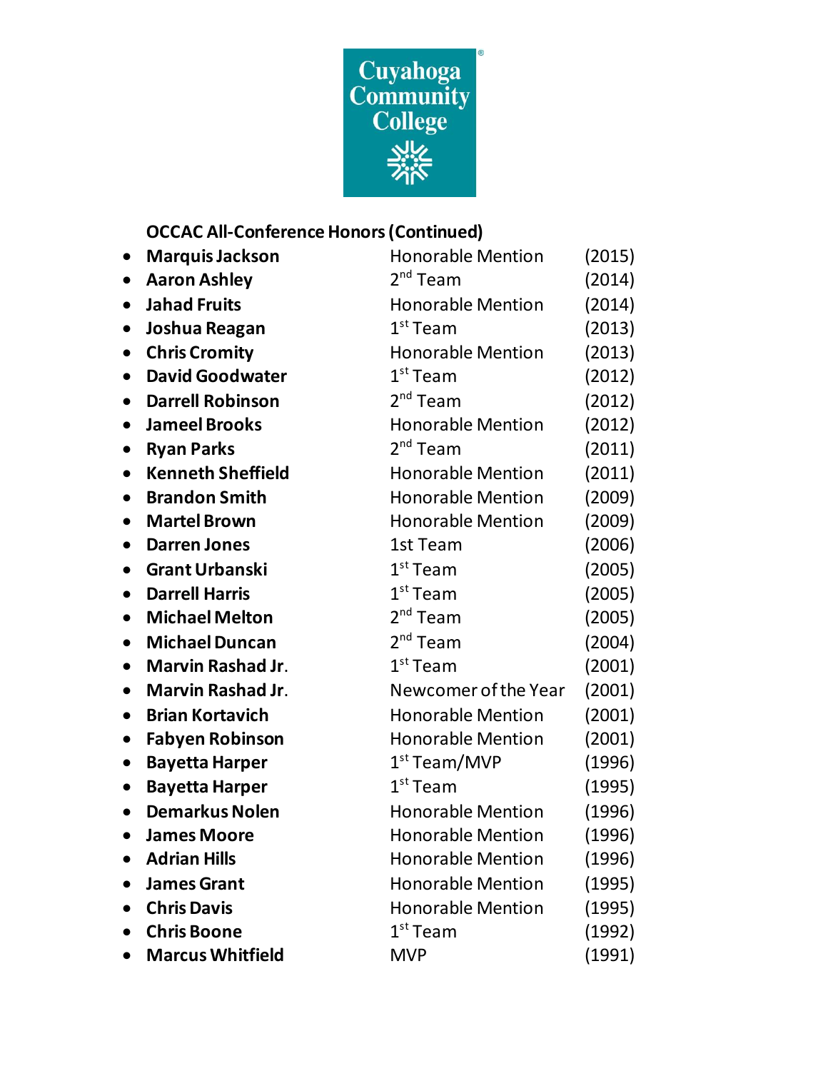Cuyahoga Community College

**OCCAC All-Conference Honors (Continued)**

- **Marquis Jackson** Honorable Mention (2015)
- **Aaron Ashley** 2nd Team (2014)
- **Jahad Fruits** Honorable Mention (2014)
- **Joshua Reagan** 1st Team (2013)
- **Chris Cromity** Honorable Mention (2013)
- **David Goodwater** 1st Team (2012)
- **Darrell Robinson** 2nd Team (2012)
- **Jameel Brooks** Honorable Mention (2012)
- **Ryan Parks** 2nd Team (2011)
- **Kenneth Sheffield** Honorable Mention (2011)
- **Brandon Smith** Honorable Mention (2009)
- **Martel Brown** Honorable Mention (2009)
- **Darren Jones** 1st Team (2006)
- **Grant Urbanski** 1st Team (2005)
- **Darrell Harris** 1st Team (2005)
- **Michael Melton** 2nd Team (2005)
- **Michael Duncan** 2nd Team (2004)
- **Marvin Rashad Jr.** 1st Team (2001)
- **Marvin Rashad Jr.** Newcomer of the Year (2001)
- **Brian Kortavich** Honorable Mention (2001)
- **Fabyen Robinson** Honorable Mention (2001)
- **Bayetta Harper** 1st Team/MVP (1996)
- **Bayetta Harper** 1st Team (1995)
- **Demarkus Nolen** Honorable Mention (1996)
- **James Moore** Honorable Mention (1996)
- **Adrian Hills** Honorable Mention (1996)
- **James Grant** Honorable Mention (1995)
- **Chris Davis** Honorable Mention (1995)
- **Chris Boone** 1st Team (1992)
- **Marcus Whitfield** MVP (1991)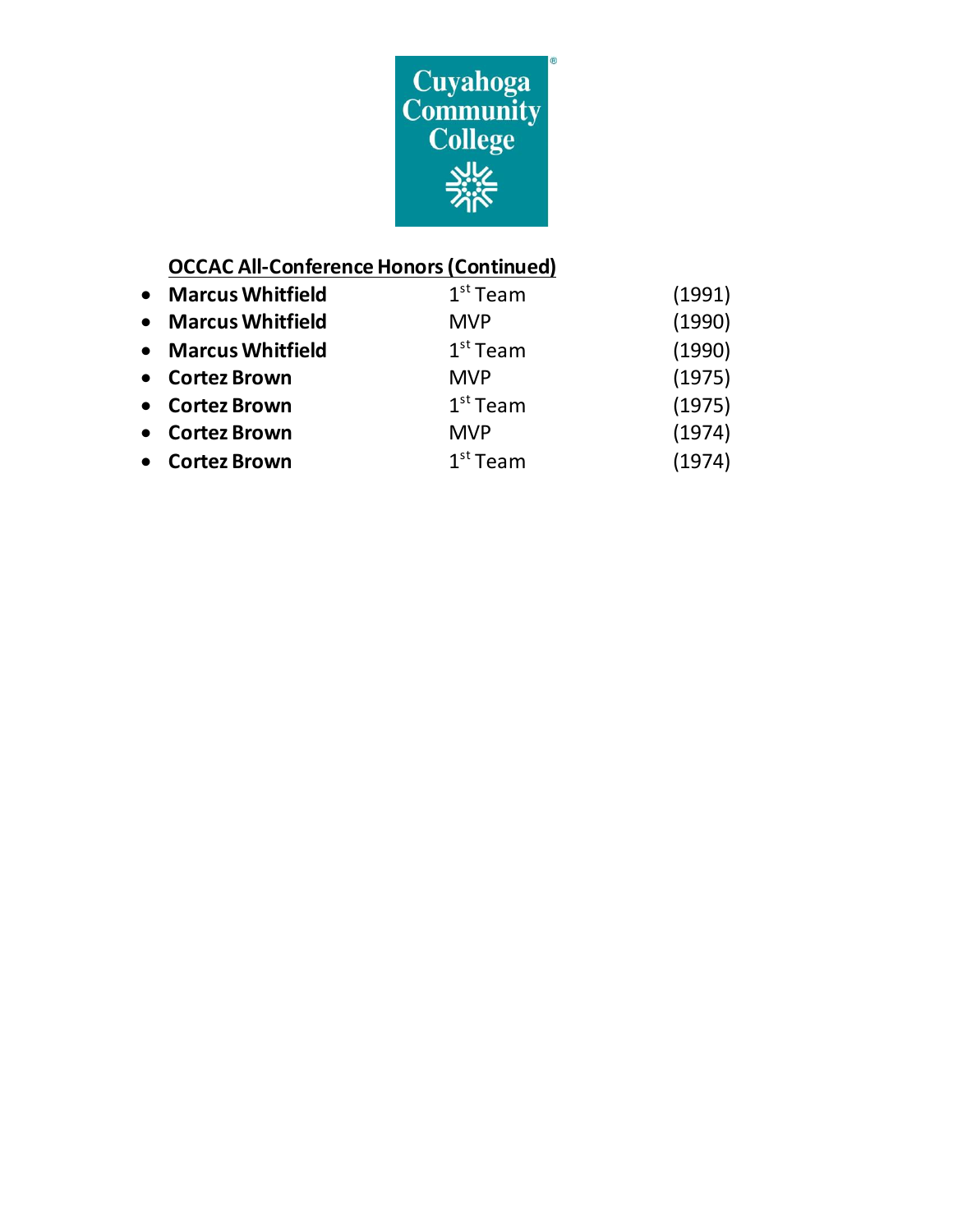Cuyahoga Community College

**OCCAC All-Conference Honors (Continued)**

- **Marcus Whitfield** 1st Team (1991)
- **Marcus Whitfield** MVP (1990)
- **Marcus Whitfield** 1st Team (1990)
- **Cortez Brown** MVP (1975)
- **Cortez Brown** 1st Team (1975)
- **Cortez Brown** MVP (1974)
- **Cortez Brown** 1st Team (1974)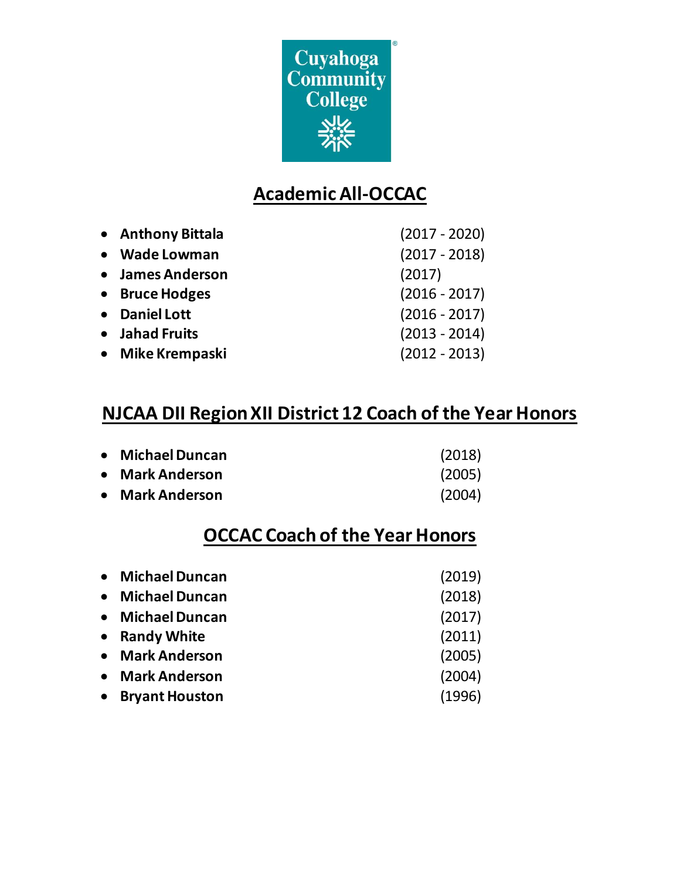Cuyahoga Community College

## Academic All-OCCAC

- **Anthony Bittala** (2017 - 2020)
- **Wade Lowman** (2017 - 2018)
- **James Anderson** (2017)
- **Bruce Hodges** (2016 - 2017)
- **Daniel Lott** (2016 - 2017)
- **Jahad Fruits** (2013 - 2014)
- **Mike Krempaski** (2012 - 2013)

## NJCAA DII Region XII District 12 Coach of the Year Honors

- **Michael Duncan** (2018)
- **Mark Anderson** (2005)
- **Mark Anderson** (2004)

## OCCAC Coach of the Year Honors

- **Michael Duncan** (2019)
- **Michael Duncan** (2018)
- **Michael Duncan** (2017)
- **Randy White** (2011)
- **Mark Anderson** (2005)
- **Mark Anderson** (2004)
- **Bryant Houston** (1996)